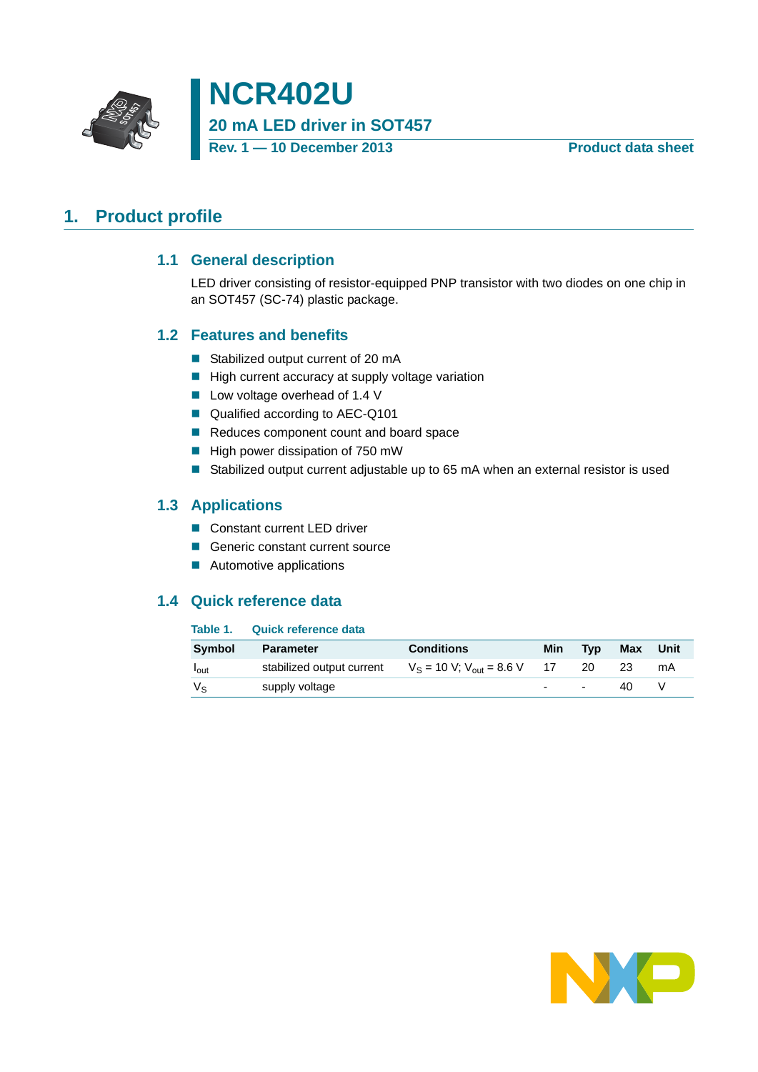# NCR402U

**20 mA LED driver in SOT457**

**Rev. 1 — 10 December 2013** **Product data sheet**

## 1. Product profile

### 1.1 General description

LED driver consisting of resistor-equipped PNP transistor with two diodes on one chip in an SOT457 (SC-74) plastic package.

### 1.2 Features and benefits

- Stabilized output current of 20 mA
- High current accuracy at supply voltage variation
- Low voltage overhead of 1.4 V
- Qualified according to AEC-Q101
- Reduces component count and board space
- High power dissipation of 750 mW
- Stabilized output current adjustable up to 65 mA when an external resistor is used

### 1.3 Applications

- Constant current LED driver
- Generic constant current source
- Automotive applications

### 1.4 Quick reference data

**Table 1. Quick reference data**

| Symbol | Parameter | Conditions | Min | Typ | Max | Unit |
|---|---|---|---|---|---|---|
| $I_{out}$ | stabilized output current | $V_S$ = 10 V; $V_{out}$ = 8.6 V | 17 | 20 | 23 | mA |
| $V_S$ | supply voltage | | - | - | 40 | V |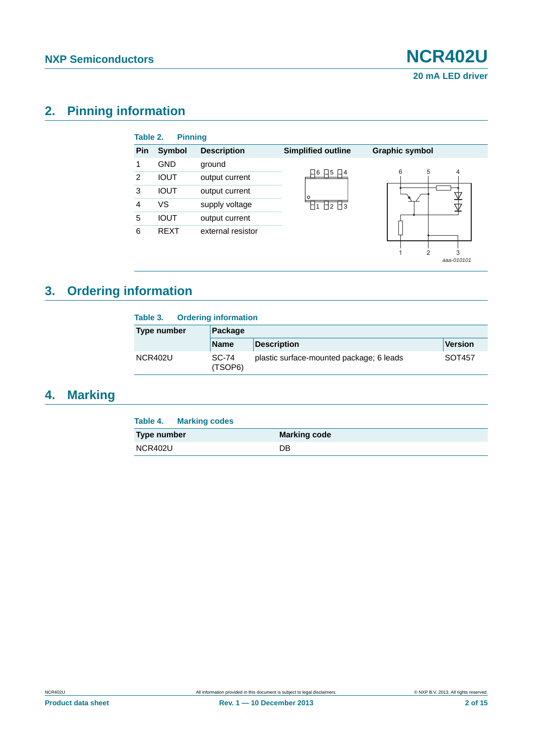## 2. Pinning information

**Table 2. Pinning**

| Pin | Symbol | Description | Simplified outline | Graphic symbol |
|---|---|---|---|---|
| 1 | GND | ground | | |
| 2 | IOUT | output current | | |
| 3 | IOUT | output current | | |
| 4 | VS | supply voltage | | |
| 5 | IOUT | output current | | |
| 6 | REXT | external resistor | | |

## 3. Ordering information

**Table 3. Ordering information**

| Type number | Package | | |
|---|---|---|---|
| | Name | Description | Version |
| NCR402U | SC-74 (TSOP6) | plastic surface-mounted package; 6 leads | SOT457 |

## 4. Marking

**Table 4. Marking codes**

| Type number | Marking code |
|---|---|
| NCR402U | DB |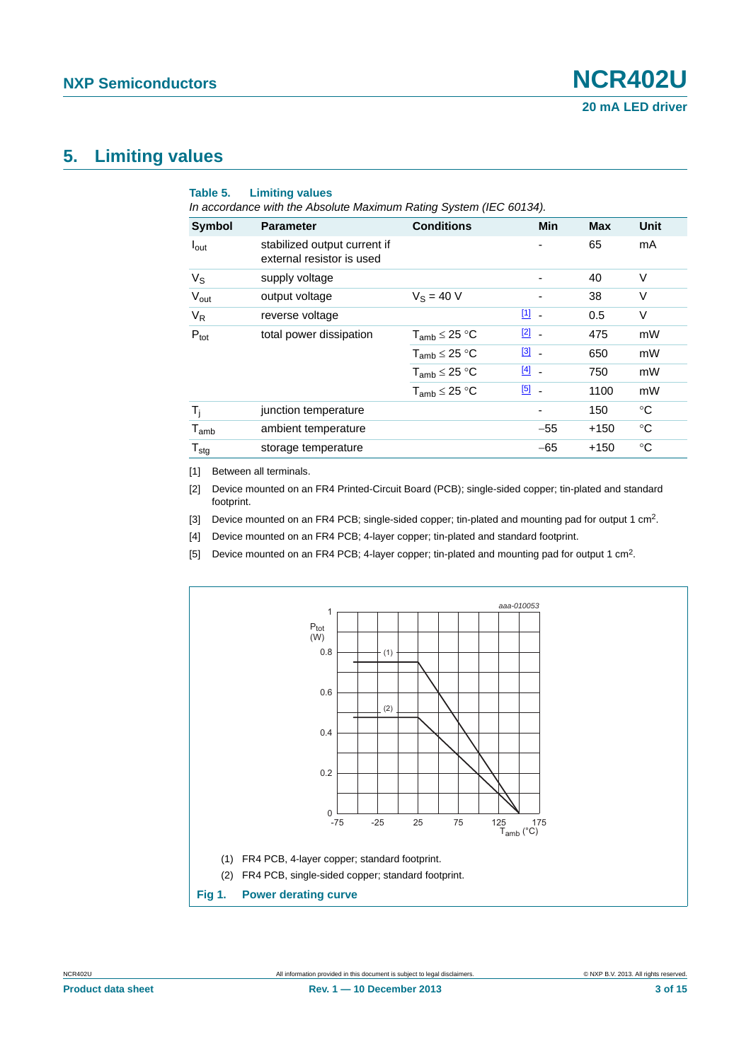## 5. Limiting values

**Table 5. Limiting values**

*In accordance with the Absolute Maximum Rating System (IEC 60134).*

| Symbol | Parameter | Conditions | | Min | Max | Unit |
|---|---|---|---|---|---|---|
| $I_{out}$ | stabilized output current if external resistor is used | | | - | 65 | mA |
| $V_S$ | supply voltage | | | - | 40 | V |
| $V_{out}$ | output voltage | $V_S$ = 40 V | | - | 38 | V |
| $V_R$ | reverse voltage | | [1] | - | 0.5 | V |
| $P_{tot}$ | total power dissipation | $T_{amb} \leq 25$ °C | [2] | - | 475 | mW |
| | | $T_{amb} \leq 25$ °C | [3] | - | 650 | mW |
| | | $T_{amb} \leq 25$ °C | [4] | - | 750 | mW |
| | | $T_{amb} \leq 25$ °C | [5] | - | 1100 | mW |
| $T_j$ | junction temperature | | | - | 150 | °C |
| $T_{amb}$ | ambient temperature | | | −55 | +150 | °C |
| $T_{stg}$ | storage temperature | | | −65 | +150 | °C |

[1] Between all terminals.

[2] Device mounted on an FR4 Printed-Circuit Board (PCB); single-sided copper; tin-plated and standard footprint.

[3] Device mounted on an FR4 PCB; single-sided copper; tin-plated and mounting pad for output 1 $cm^2$.

[4] Device mounted on an FR4 PCB; 4-layer copper; tin-plated and standard footprint.

[5] Device mounted on an FR4 PCB; 4-layer copper; tin-plated and mounting pad for output 1 $cm^2$.

(1) FR4 PCB, 4-layer copper; standard footprint.

(2) FR4 PCB, single-sided copper; standard footprint.

**Fig 1. Power derating curve**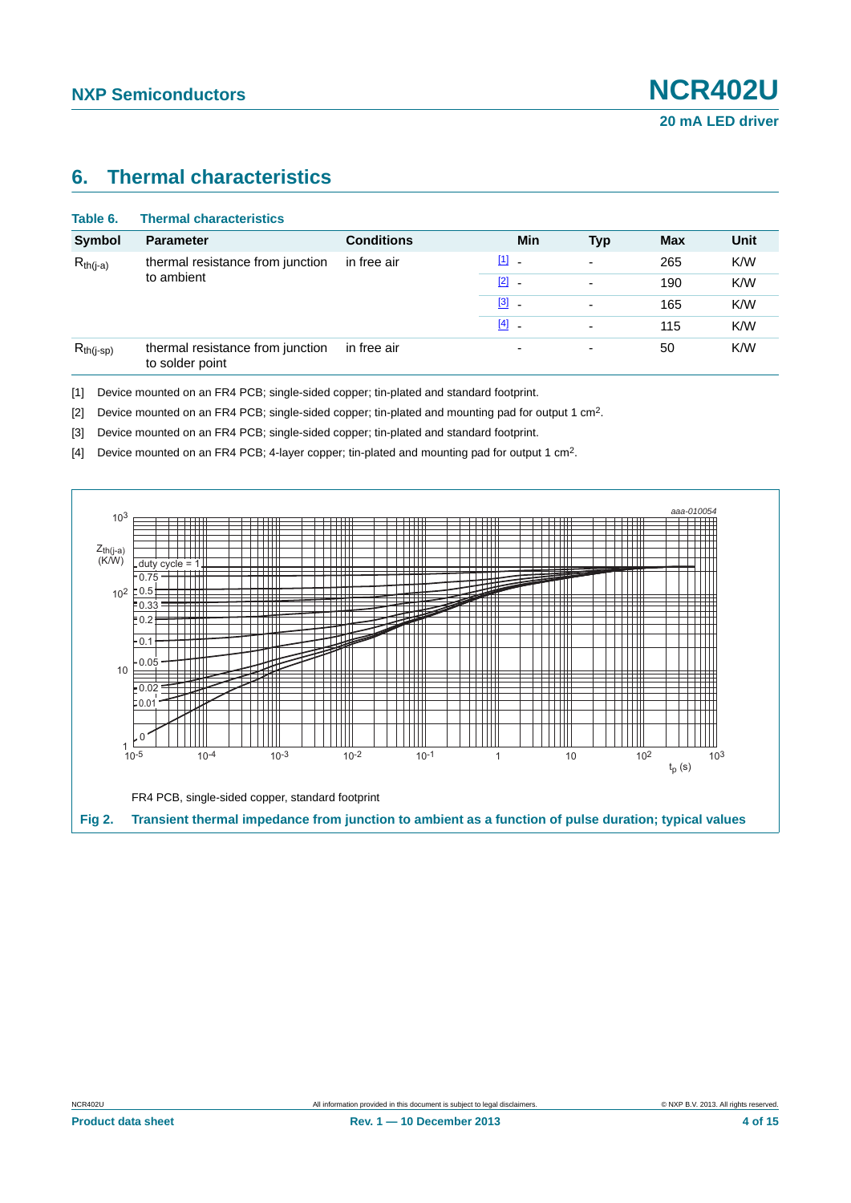## 6. Thermal characteristics

**Table 6. Thermal characteristics**

| Symbol | Parameter | Conditions | | Min | Typ | Max | Unit |
|---|---|---|---|---|---|---|---|
| $R_{th(j-a)}$ | thermal resistance from junction to ambient | in free air | [1] | - | - | 265 | K/W |
| | | | [2] | - | - | 190 | K/W |
| | | | [3] | - | - | 165 | K/W |
| | | | [4] | - | - | 115 | K/W |
| $R_{th(j-sp)}$ | thermal resistance from junction to solder point | in free air | | - | - | 50 | K/W |

[1] Device mounted on an FR4 PCB; single-sided copper; tin-plated and standard footprint.

[2] Device mounted on an FR4 PCB; single-sided copper; tin-plated and mounting pad for output 1 cm².

[3] Device mounted on an FR4 PCB; single-sided copper; tin-plated and standard footprint.

[4] Device mounted on an FR4 PCB; 4-layer copper; tin-plated and mounting pad for output 1 cm².

FR4 PCB, single-sided copper, standard footprint

**Fig 2. Transient thermal impedance from junction to ambient as a function of pulse duration; typical values**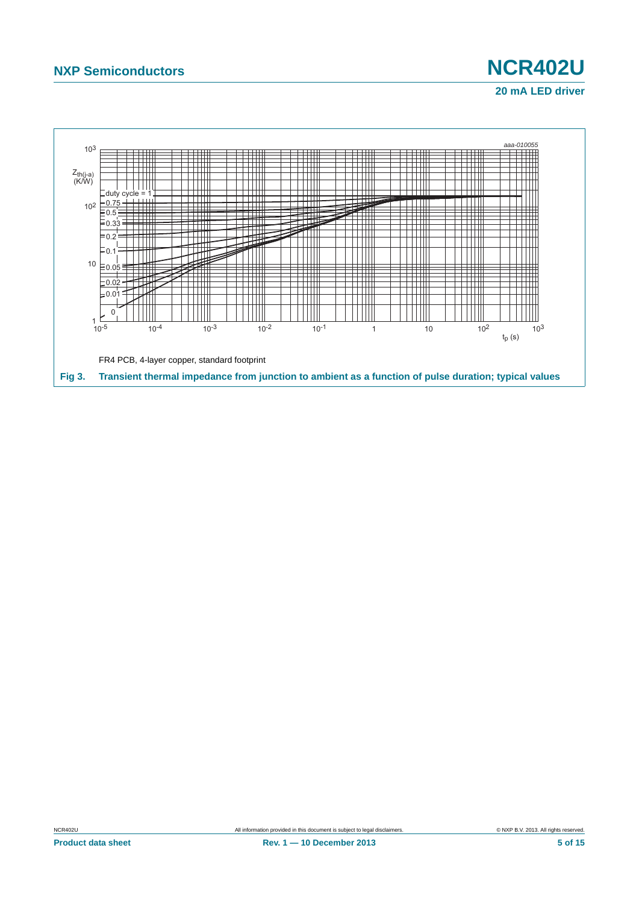FR4 PCB, 4-layer copper, standard footprint

**Fig 3. Transient thermal impedance from junction to ambient as a function of pulse duration; typical values**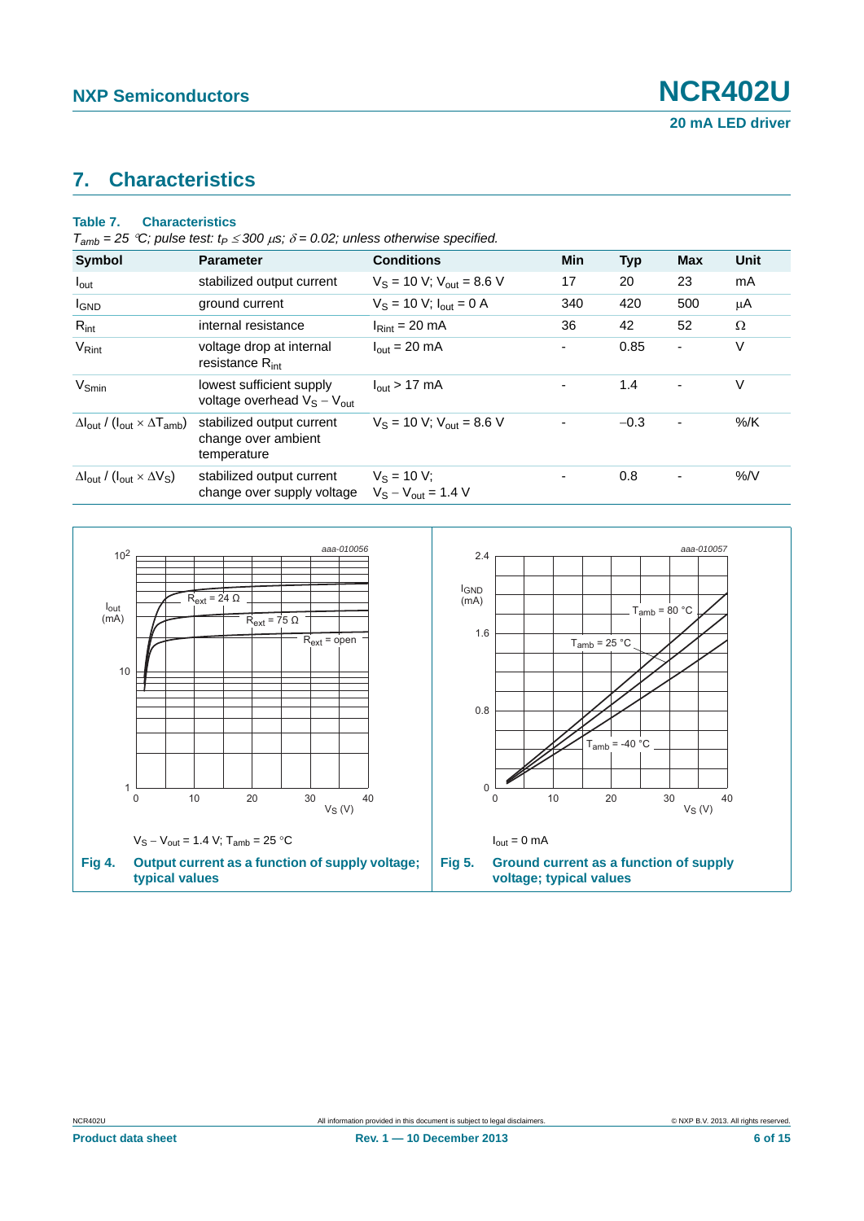## 7. Characteristics

**Table 7. Characteristics**

*$T_{amb}$ = 25 °C; pulse test: $t_P \leq 300$ μs; $\delta = 0.02$; unless otherwise specified.*

| Symbol | Parameter | Conditions | Min | Typ | Max | Unit |
|---|---|---|---|---|---|---|
| $I_{out}$ | stabilized output current | $V_S$ = 10 V; $V_{out}$ = 8.6 V | 17 | 20 | 23 | mA |
| $I_{GND}$ | ground current | $V_S$ = 10 V; $I_{out}$ = 0 A | 340 | 420 | 500 | μA |
| $R_{int}$ | internal resistance | $I_{Rint}$ = 20 mA | 36 | 42 | 52 | Ω |
| $V_{Rint}$ | voltage drop at internal resistance $R_{int}$ | $I_{out}$ = 20 mA | - | 0.85 | - | V |
| $V_{Smin}$ | lowest sufficient supply voltage overhead $V_S - V_{out}$ | $I_{out}$ > 17 mA | - | 1.4 | - | V |
| $\Delta I_{out} / (I_{out} \times \Delta T_{amb})$ | stabilized output current change over ambient temperature | $V_S$ = 10 V; $V_{out}$ = 8.6 V | - | −0.3 | - | %/K |
| $\Delta I_{out} / (I_{out} \times \Delta V_S)$ | stabilized output current change over supply voltage | $V_S$ = 10 V; $V_S - V_{out}$ = 1.4 V | - | 0.8 | - | %/V |

$V_S - V_{out}$ = 1.4 V; $T_{amb}$ = 25 °C

**Fig 4. Output current as a function of supply voltage; typical values**

$I_{out}$ = 0 mA

**Fig 5. Ground current as a function of supply voltage; typical values**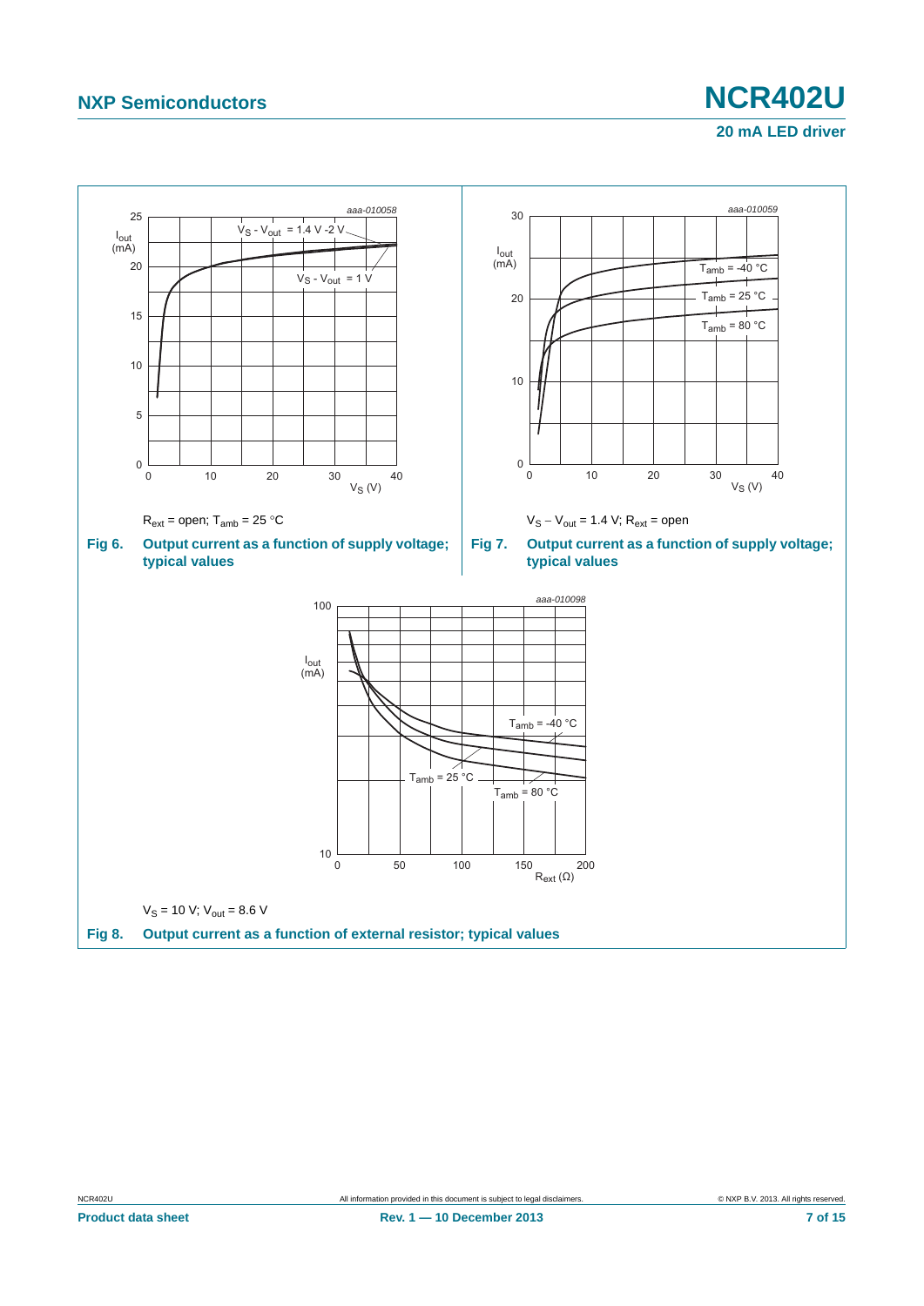$R_{ext}$ = open; $T_{amb}$ = 25 °C

**Fig 6. Output current as a function of supply voltage; typical values**

$V_S - V_{out}$ = 1.4 V; $R_{ext}$ = open

**Fig 7. Output current as a function of supply voltage; typical values**

$V_S$ = 10 V; $V_{out}$ = 8.6 V

**Fig 8. Output current as a function of external resistor; typical values**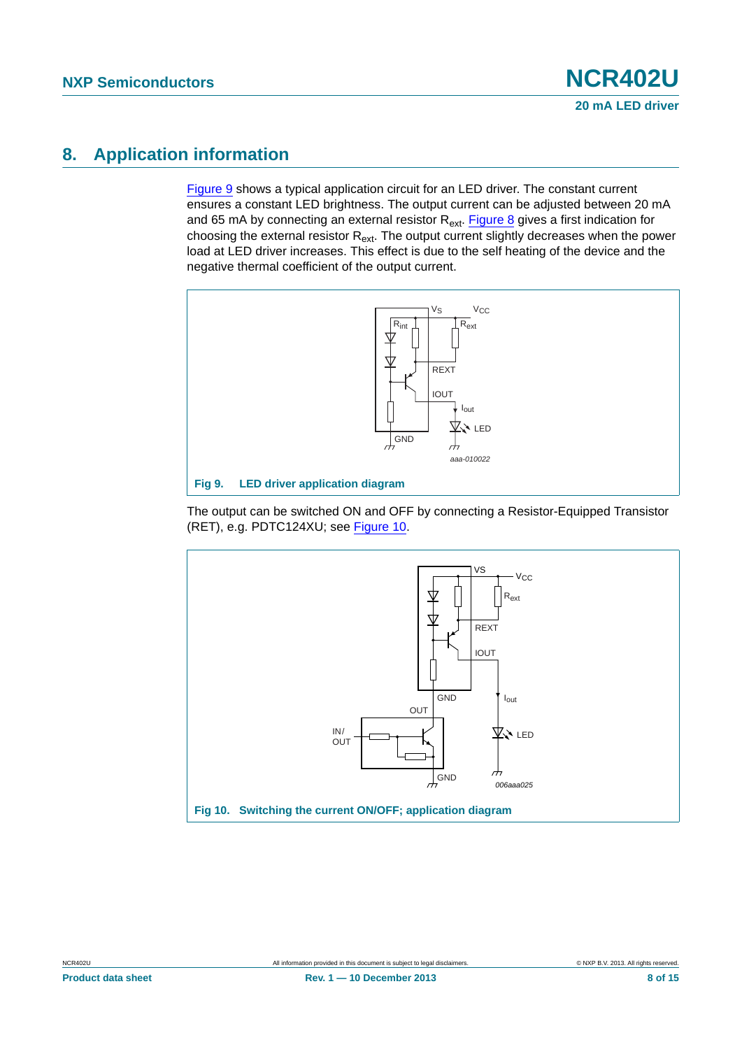## 8. Application information

Figure 9 shows a typical application circuit for an LED driver. The constant current ensures a constant LED brightness. The output current can be adjusted between 20 mA and 65 mA by connecting an external resistor $R_{ext}$. Figure 8 gives a first indication for choosing the external resistor $R_{ext}$. The output current slightly decreases when the power load at LED driver increases. This effect is due to the self heating of the device and the negative thermal coefficient of the output current.

**Fig 9. LED driver application diagram**

The output can be switched ON and OFF by connecting a Resistor-Equipped Transistor (RET), e.g. PDTC124XU; see Figure 10.

**Fig 10. Switching the current ON/OFF; application diagram**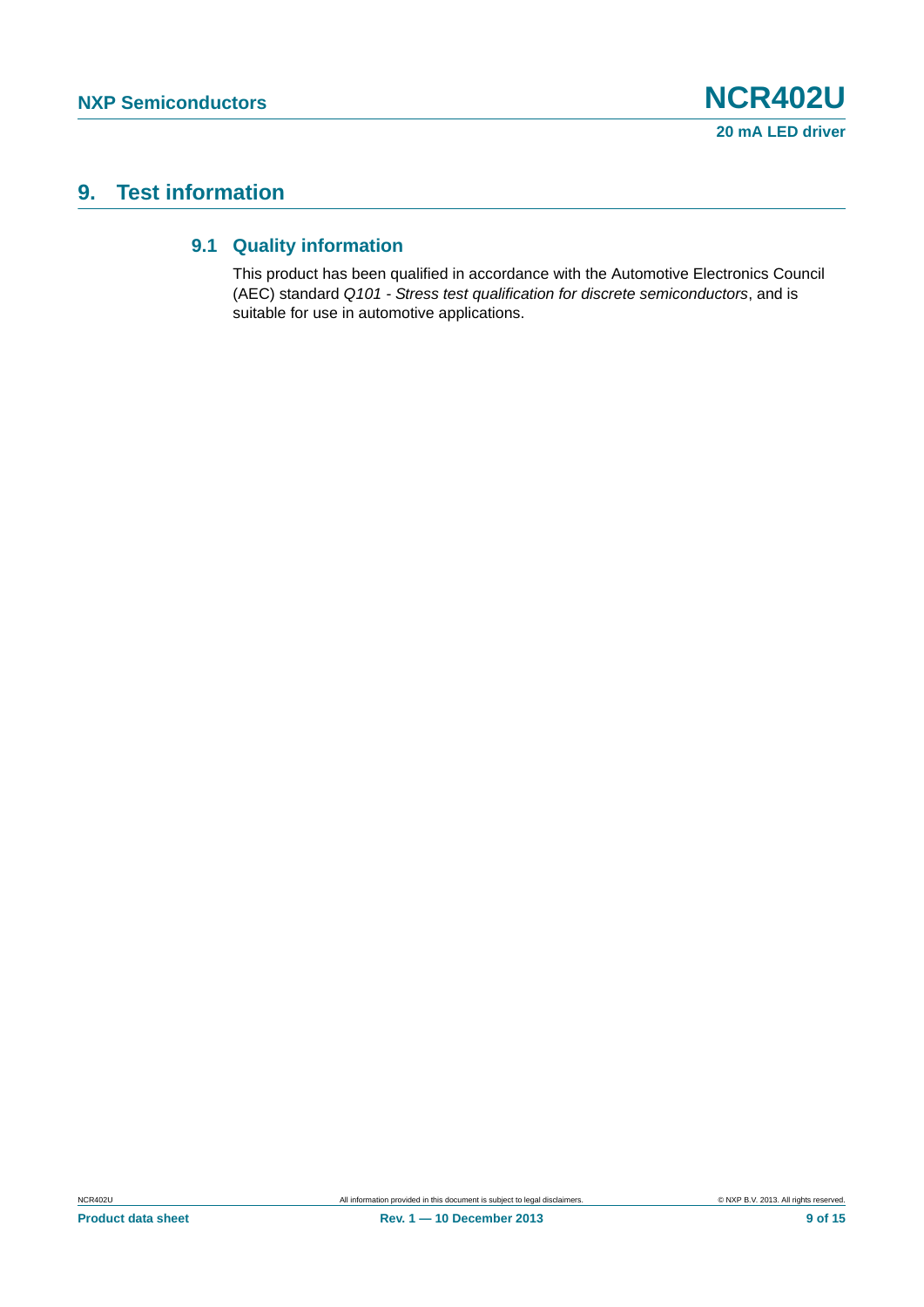# 9. Test information

## 9.1 Quality information

This product has been qualified in accordance with the Automotive Electronics Council (AEC) standard *Q101 - Stress test qualification for discrete semiconductors*, and is suitable for use in automotive applications.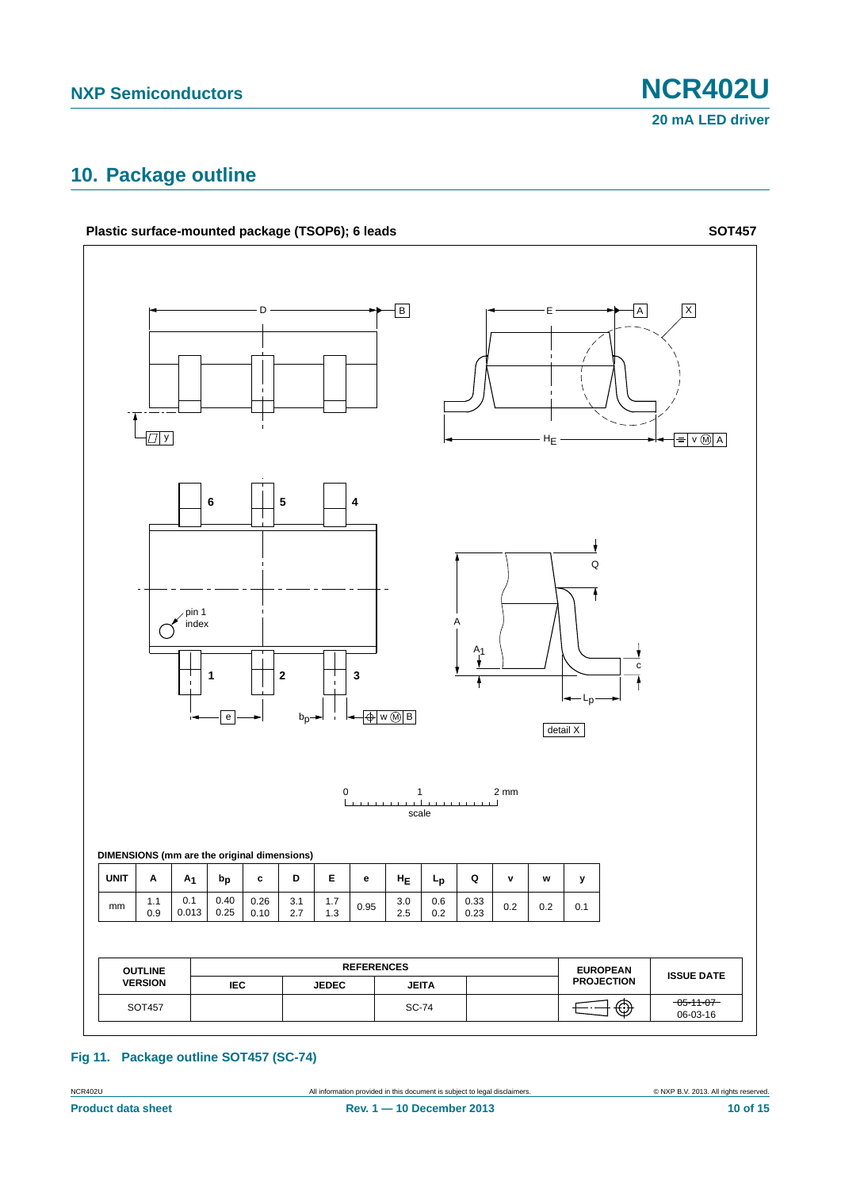## 10. Package outline

**Plastic surface-mounted package (TSOP6); 6 leads** **SOT457**

**DIMENSIONS (mm are the original dimensions)**

| UNIT | A | $A_1$ | $b_p$ | c | D | E | e | $H_E$ | $L_p$ | Q | v | w | y |
|---|---|---|---|---|---|---|---|---|---|---|---|---|---|
| mm | 1.1<br>0.9 | 0.1<br>0.013 | 0.40<br>0.25 | 0.26<br>0.10 | 3.1<br>2.7 | 1.7<br>1.3 | 0.95 | 3.0<br>2.5 | 0.6<br>0.2 | 0.33<br>0.23 | 0.2 | 0.2 | 0.1 |

| OUTLINE VERSION | REFERENCES | | | | EUROPEAN PROJECTION | ISSUE DATE |
|---|---|---|---|---|---|---|
| | IEC | JEDEC | JEITA | | | |
| SOT457 | | | SC-74 | | | ~~05-11-07~~<br>06-03-16 |

**Fig 11. Package outline SOT457 (SC-74)**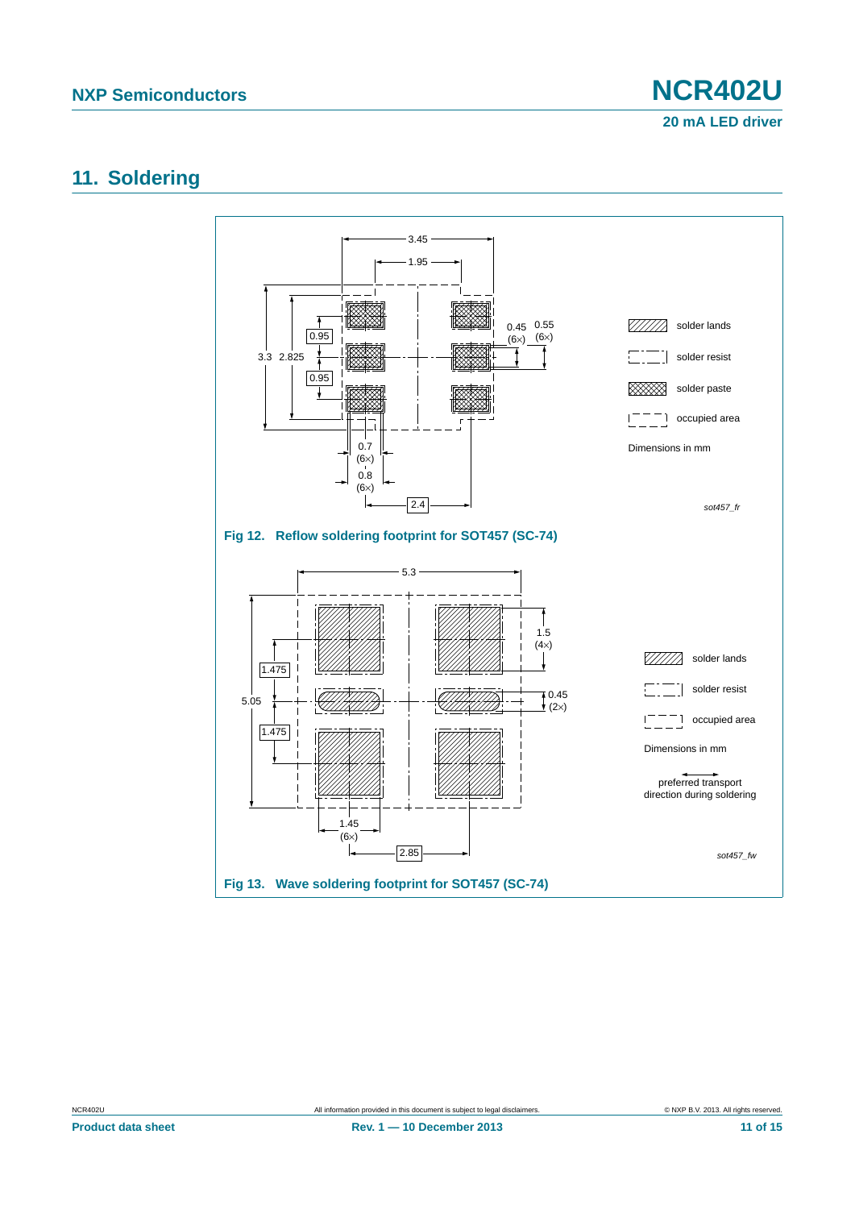# 11. Soldering

Fig 12. Reflow soldering footprint for SOT457 (SC-74)

Fig 13. Wave soldering footprint for SOT457 (SC-74)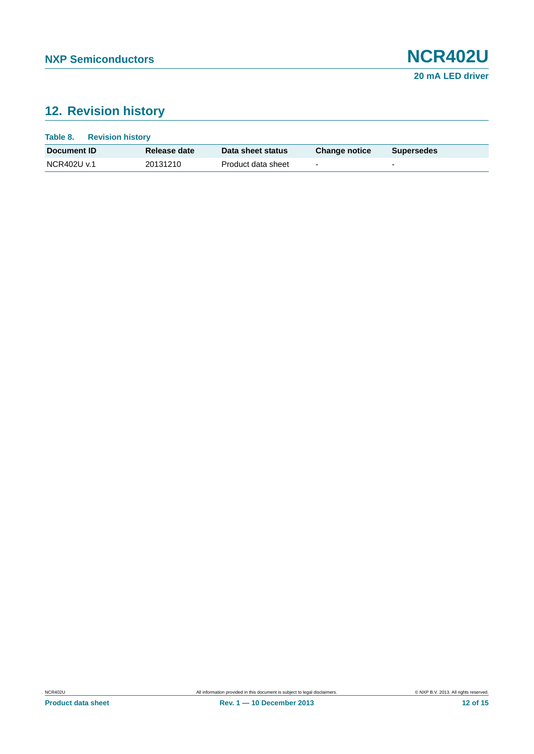## 12. Revision history

**Table 8. Revision history**

| Document ID | Release date | Data sheet status | Change notice | Supersedes |
|---|---|---|---|---|
| NCR402U v.1 | 20131210 | Product data sheet | - | - |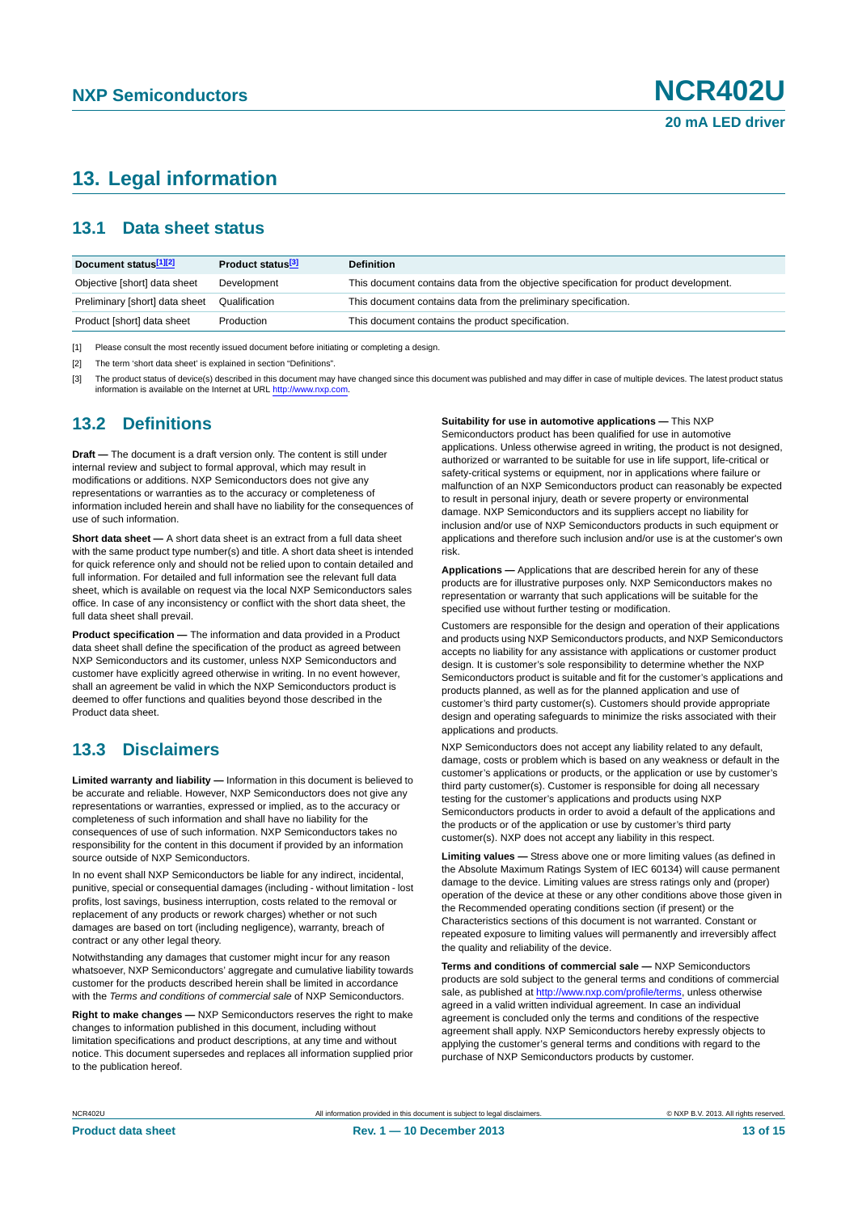## 13. Legal information

### 13.1 Data sheet status

| Document status[1][2] | Product status[3] | Definition |
|---|---|---|
| Objective [short] data sheet | Development | This document contains data from the objective specification for product development. |
| Preliminary [short] data sheet | Qualification | This document contains data from the preliminary specification. |
| Product [short] data sheet | Production | This document contains the product specification. |

[1] Please consult the most recently issued document before initiating or completing a design.

[2] The term 'short data sheet' is explained in section "Definitions".

[3] The product status of device(s) described in this document may have changed since this document was published and may differ in case of multiple devices. The latest product status information is available on the Internet at URL http://www.nxp.com.

### 13.2 Definitions

**Draft —** The document is a draft version only. The content is still under internal review and subject to formal approval, which may result in modifications or additions. NXP Semiconductors does not give any representations or warranties as to the accuracy or completeness of information included herein and shall have no liability for the consequences of use of such information.

**Short data sheet —** A short data sheet is an extract from a full data sheet with the same product type number(s) and title. A short data sheet is intended for quick reference only and should not be relied upon to contain detailed and full information. For detailed and full information see the relevant full data sheet, which is available on request via the local NXP Semiconductors sales office. In case of any inconsistency or conflict with the short data sheet, the full data sheet shall prevail.

**Product specification —** The information and data provided in a Product data sheet shall define the specification of the product as agreed between NXP Semiconductors and its customer, unless NXP Semiconductors and customer have explicitly agreed otherwise in writing. In no event however, shall an agreement be valid in which the NXP Semiconductors product is deemed to offer functions and qualities beyond those described in the Product data sheet.

### 13.3 Disclaimers

**Limited warranty and liability —** Information in this document is believed to be accurate and reliable. However, NXP Semiconductors does not give any representations or warranties, expressed or implied, as to the accuracy or completeness of such information and shall have no liability for the consequences of use of such information. NXP Semiconductors takes no responsibility for the content in this document if provided by an information source outside of NXP Semiconductors.

In no event shall NXP Semiconductors be liable for any indirect, incidental, punitive, special or consequential damages (including - without limitation - lost profits, lost savings, business interruption, costs related to the removal or replacement of any products or rework charges) whether or not such damages are based on tort (including negligence), warranty, breach of contract or any other legal theory.

Notwithstanding any damages that customer might incur for any reason whatsoever, NXP Semiconductors' aggregate and cumulative liability towards customer for the products described herein shall be limited in accordance with the *Terms and conditions of commercial sale* of NXP Semiconductors.

**Right to make changes —** NXP Semiconductors reserves the right to make changes to information published in this document, including without limitation specifications and product descriptions, at any time and without notice. This document supersedes and replaces all information supplied prior to the publication hereof.

**Suitability for use in automotive applications —** This NXP Semiconductors product has been qualified for use in automotive applications. Unless otherwise agreed in writing, the product is not designed, authorized or warranted to be suitable for use in life support, life-critical or safety-critical systems or equipment, nor in applications where failure or malfunction of an NXP Semiconductors product can reasonably be expected to result in personal injury, death or severe property or environmental damage. NXP Semiconductors and its suppliers accept no liability for inclusion and/or use of NXP Semiconductors products in such equipment or applications and therefore such inclusion and/or use is at the customer's own risk.

**Applications —** Applications that are described herein for any of these products are for illustrative purposes only. NXP Semiconductors makes no representation or warranty that such applications will be suitable for the specified use without further testing or modification.

Customers are responsible for the design and operation of their applications and products using NXP Semiconductors products, and NXP Semiconductors accepts no liability for any assistance with applications or customer product design. It is customer's sole responsibility to determine whether the NXP Semiconductors product is suitable and fit for the customer's applications and products planned, as well as for the planned application and use of customer's third party customer(s). Customers should provide appropriate design and operating safeguards to minimize the risks associated with their applications and products.

NXP Semiconductors does not accept any liability related to any default, damage, costs or problem which is based on any weakness or default in the customer's applications or products, or the application or use by customer's third party customer(s). Customer is responsible for doing all necessary testing for the customer's applications and products using NXP Semiconductors products in order to avoid a default of the applications and the products or of the application or use by customer's third party customer(s). NXP does not accept any liability in this respect.

**Limiting values —** Stress above one or more limiting values (as defined in the Absolute Maximum Ratings System of IEC 60134) will cause permanent damage to the device. Limiting values are stress ratings only and (proper) operation of the device at these or any other conditions above those given in the Recommended operating conditions section (if present) or the Characteristics sections of this document is not warranted. Constant or repeated exposure to limiting values will permanently and irreversibly affect the quality and reliability of the device.

**Terms and conditions of commercial sale —** NXP Semiconductors products are sold subject to the general terms and conditions of commercial sale, as published at http://www.nxp.com/profile/terms, unless otherwise agreed in a valid written individual agreement. In case an individual agreement is concluded only the terms and conditions of the respective agreement shall apply. NXP Semiconductors hereby expressly objects to applying the customer's general terms and conditions with regard to the purchase of NXP Semiconductors products by customer.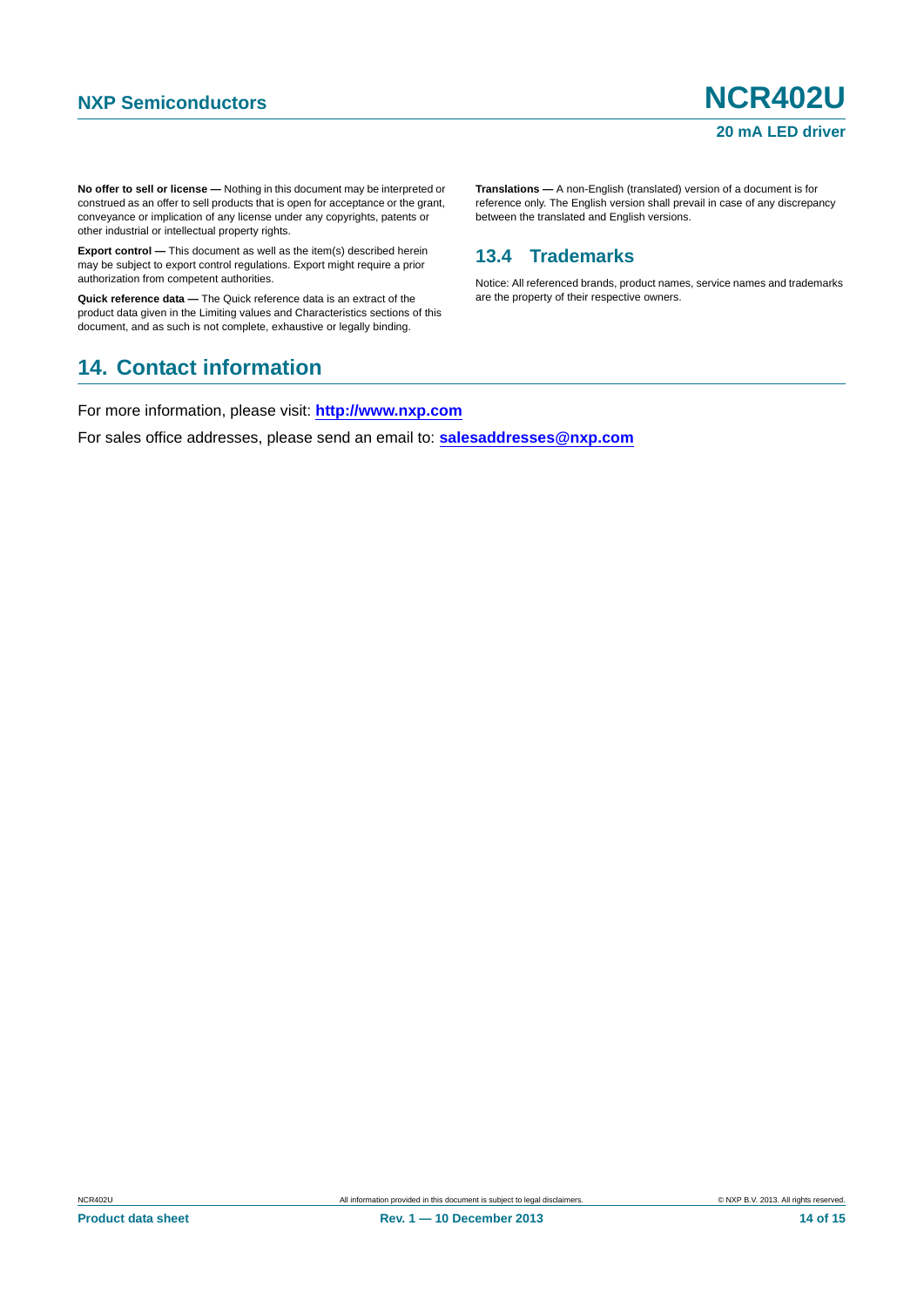**No offer to sell or license —** Nothing in this document may be interpreted or construed as an offer to sell products that is open for acceptance or the grant, conveyance or implication of any license under any copyrights, patents or other industrial or intellectual property rights.

**Export control —** This document as well as the item(s) described herein may be subject to export control regulations. Export might require a prior authorization from competent authorities.

**Quick reference data —** The Quick reference data is an extract of the product data given in the Limiting values and Characteristics sections of this document, and as such is not complete, exhaustive or legally binding.

**Translations —** A non-English (translated) version of a document is for reference only. The English version shall prevail in case of any discrepancy between the translated and English versions.

### 13.4 Trademarks

Notice: All referenced brands, product names, service names and trademarks are the property of their respective owners.

## 14. Contact information

For more information, please visit: **http://www.nxp.com**

For sales office addresses, please send an email to: **salesaddresses@nxp.com**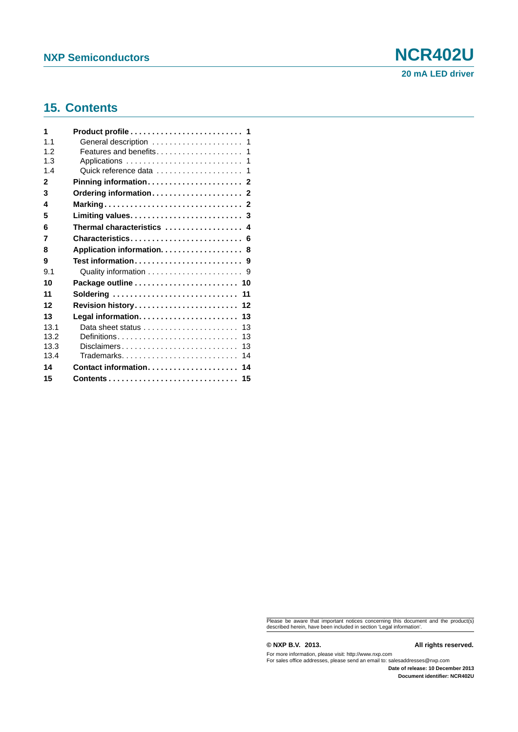## 15. Contents

| | | |
|---|---|---|
| **1** | **Product profile** | **1** |
| 1.1 | General description | 1 |
| 1.2 | Features and benefits | 1 |
| 1.3 | Applications | 1 |
| 1.4 | Quick reference data | 1 |
| **2** | **Pinning information** | **2** |
| **3** | **Ordering information** | **2** |
| **4** | **Marking** | **2** |
| **5** | **Limiting values** | **3** |
| **6** | **Thermal characteristics** | **4** |
| **7** | **Characteristics** | **6** |
| **8** | **Application information** | **8** |
| **9** | **Test information** | **9** |
| 9.1 | Quality information | 9 |
| **10** | **Package outline** | **10** |
| **11** | **Soldering** | **11** |
| **12** | **Revision history** | **12** |
| **13** | **Legal information** | **13** |
| 13.1 | Data sheet status | 13 |
| 13.2 | Definitions | 13 |
| 13.3 | Disclaimers | 13 |
| 13.4 | Trademarks | 14 |
| **14** | **Contact information** | **14** |
| **15** | **Contents** | **15** |

Please be aware that important notices concerning this document and the product(s) described herein, have been included in section 'Legal information'.

**© NXP B.V. 2013. All rights reserved.**

For more information, please visit: http://www.nxp.com
For sales office addresses, please send an email to: salesaddresses@nxp.com

**Date of release: 10 December 2013**
**Document identifier: NCR402U**